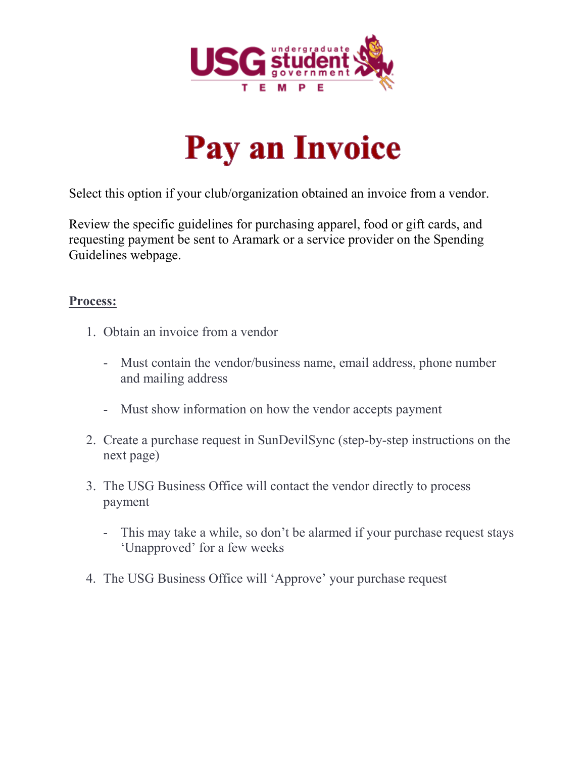# Pay an Invoice

Select this option if your club/organization obtained an invoice from a vendor.

Review the specific guidelines for purchasing apparel, food or gift cards, and requesting payment be sent to Aramark or a service provider on the Spending Guidelines webpage.

**Process:**

1. Obtain an invoice from a vendor
   - Must contain the vendor/business name, email address, phone number and mailing address
   - Must show information on how the vendor accepts payment
2. Create a purchase request in SunDevilSync (step-by-step instructions on the next page)
3. The USG Business Office will contact the vendor directly to process payment
   - This may take a while, so don't be alarmed if your purchase request stays 'Unapproved' for a few weeks
4. The USG Business Office will 'Approve' your purchase request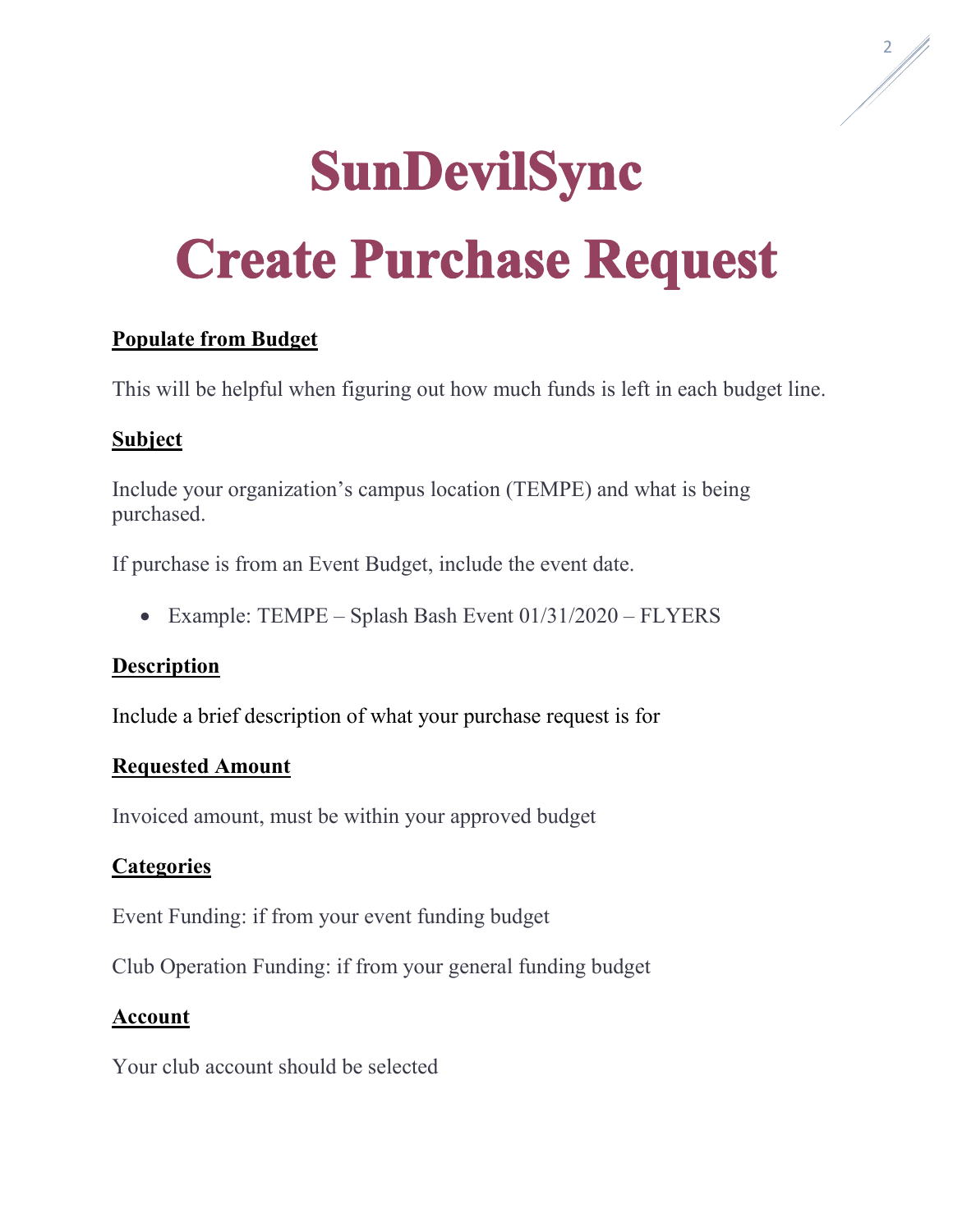# SunDevilSync

# Create Purchase Request

**Populate from Budget**

This will be helpful when figuring out how much funds is left in each budget line.

**Subject**

Include your organization's campus location (TEMPE) and what is being purchased.

If purchase is from an Event Budget, include the event date.

- Example: TEMPE – Splash Bash Event 01/31/2020 – FLYERS

**Description**

Include a brief description of what your purchase request is for

**Requested Amount**

Invoiced amount, must be within your approved budget

**Categories**

Event Funding: if from your event funding budget

Club Operation Funding: if from your general funding budget

**Account**

Your club account should be selected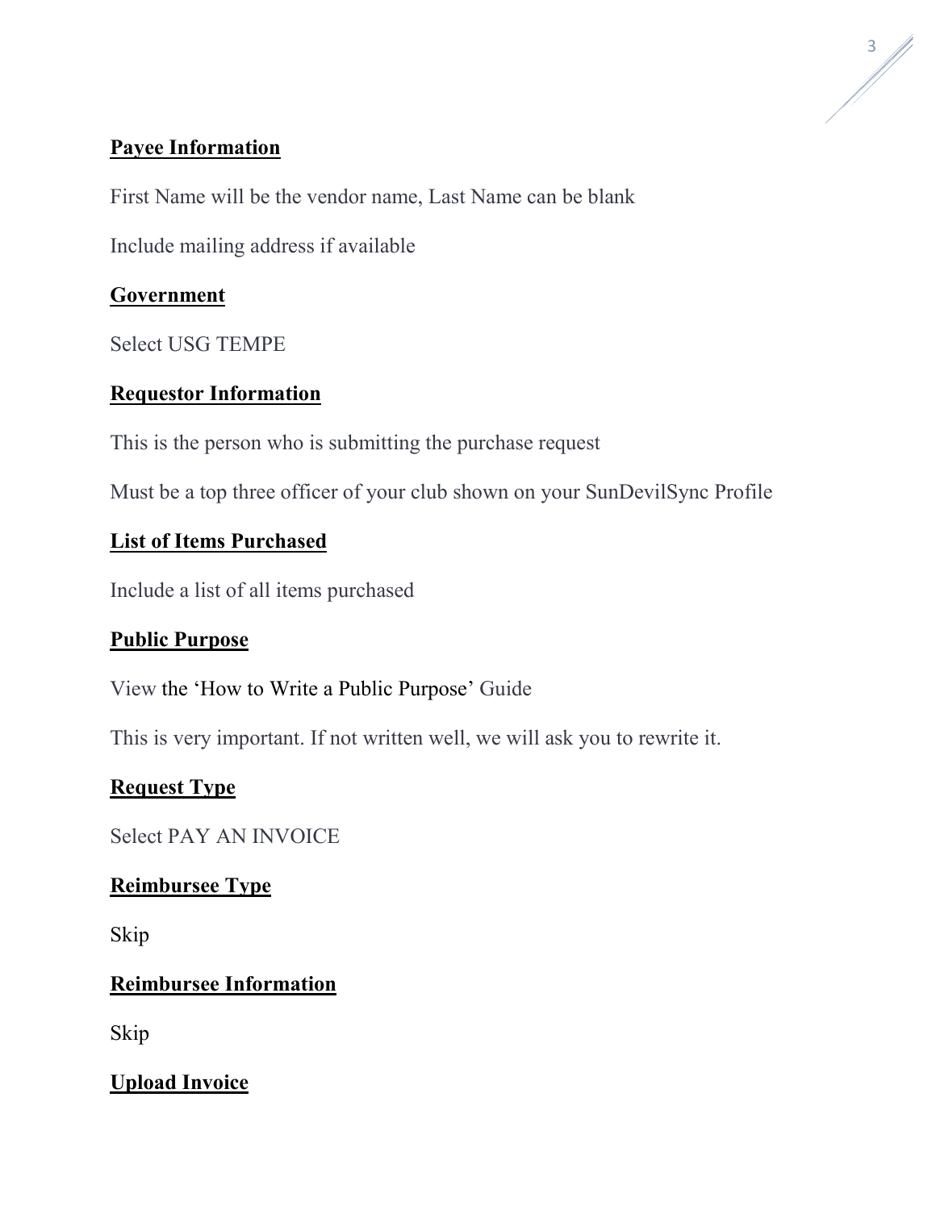**Payee Information**

First Name will be the vendor name, Last Name can be blank

Include mailing address if available

**Government**

Select USG TEMPE

**Requestor Information**

This is the person who is submitting the purchase request

Must be a top three officer of your club shown on your SunDevilSync Profile

**List of Items Purchased**

Include a list of all items purchased

**Public Purpose**

View the 'How to Write a Public Purpose' Guide

This is very important. If not written well, we will ask you to rewrite it.

**Request Type**

Select PAY AN INVOICE

**Reimbursee Type**

Skip

**Reimbursee Information**

Skip

**Upload Invoice**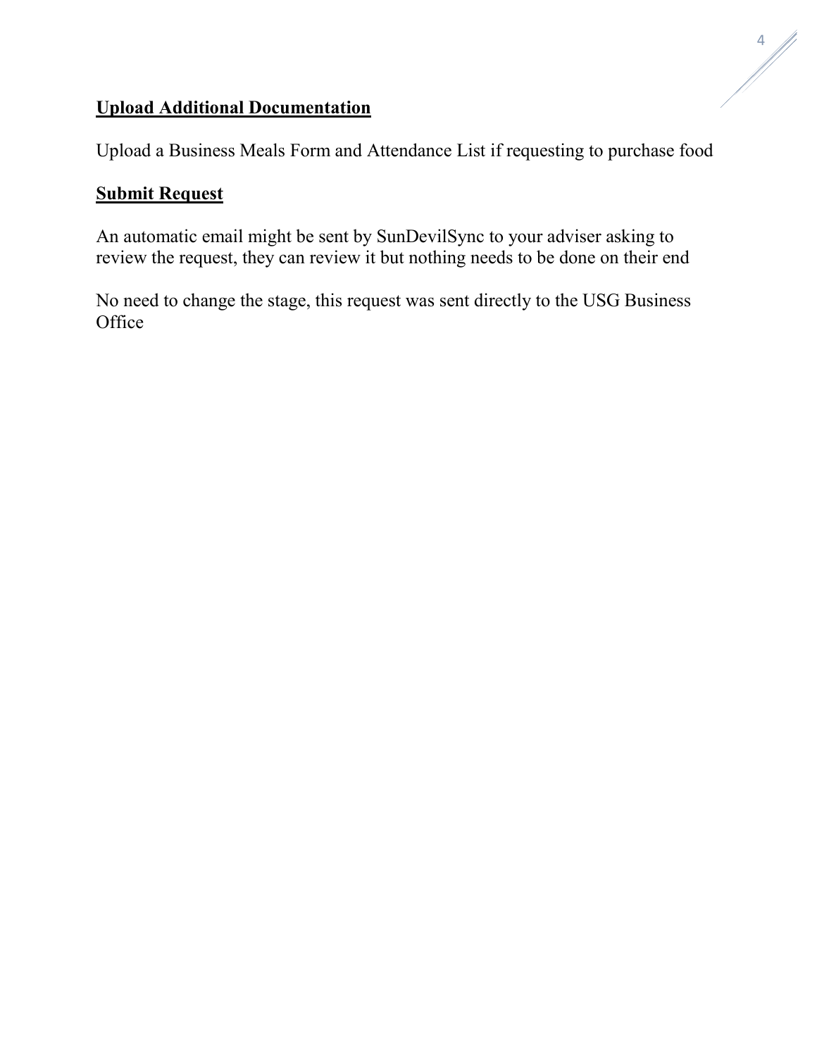## Upload Additional Documentation

Upload a Business Meals Form and Attendance List if requesting to purchase food

## Submit Request

An automatic email might be sent by SunDevilSync to your adviser asking to review the request, they can review it but nothing needs to be done on their end

No need to change the stage, this request was sent directly to the USG Business Office